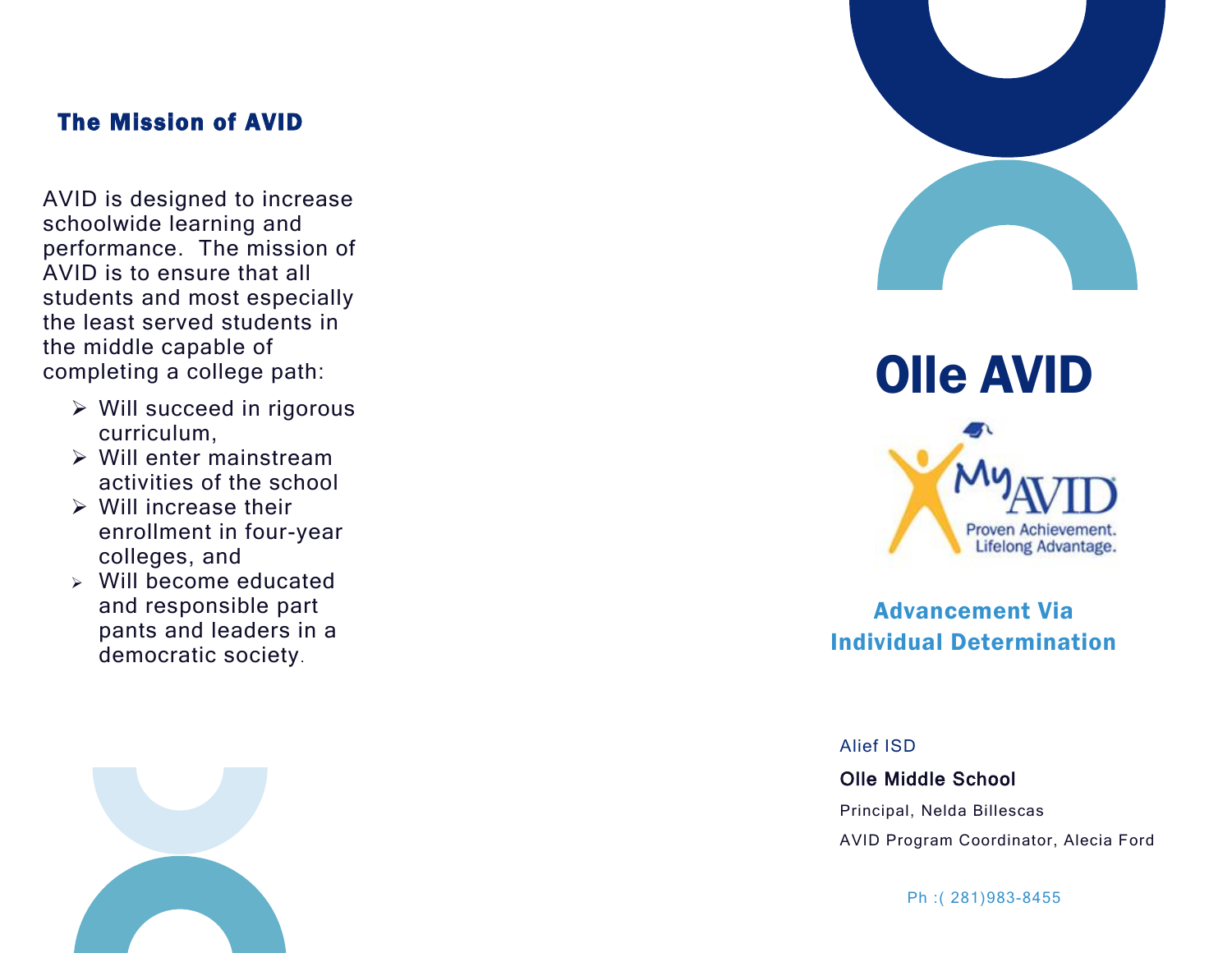## The Mission of AVID

AVID is designed to increase schoolwide learning and performance. The mission of AVID is to ensure that all students and most especially the least served students in the middle capable of completing a college path:

- Will succeed in rigorous curriculum,
- Will enter mainstream activities of the school
- Will increase their enrollment in four-year colleges, and
- Will become educated and responsible part pants and leaders in a democratic society.

# Olle AVID

MyAVID
Proven Achievement. Lifelong Advantage.

**Advancement Via Individual Determination**

Alief ISD

**Olle Middle School**

Principal, Nelda Billescas

AVID Program Coordinator, Alecia Ford

Ph :( 281)983-8455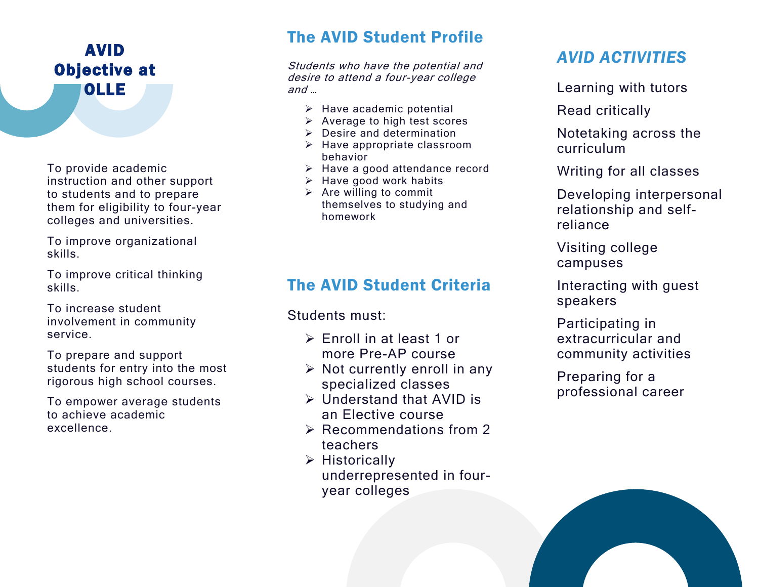## AVID Objective at OLLE

To provide academic instruction and other support to students and to prepare them for eligibility to four-year colleges and universities.

To improve organizational skills.

To improve critical thinking skills.

To increase student involvement in community service.

To prepare and support students for entry into the most rigorous high school courses.

To empower average students to achieve academic excellence.

## The AVID Student Profile

*Students who have the potential and desire to attend a four-year college and …*

- Have academic potential
- Average to high test scores
- Desire and determination
- Have appropriate classroom behavior
- Have a good attendance record
- Have good work habits
- Are willing to commit themselves to studying and homework

## The AVID Student Criteria

Students must:

- Enroll in at least 1 or more Pre-AP course
- Not currently enroll in any specialized classes
- Understand that AVID is an Elective course
- Recommendations from 2 teachers
- Historically underrepresented in four-year colleges

## *AVID ACTIVITIES*

Learning with tutors

Read critically

Notetaking across the curriculum

Writing for all classes

Developing interpersonal relationship and self-reliance

Visiting college campuses

Interacting with guest speakers

Participating in extracurricular and community activities

Preparing for a professional career